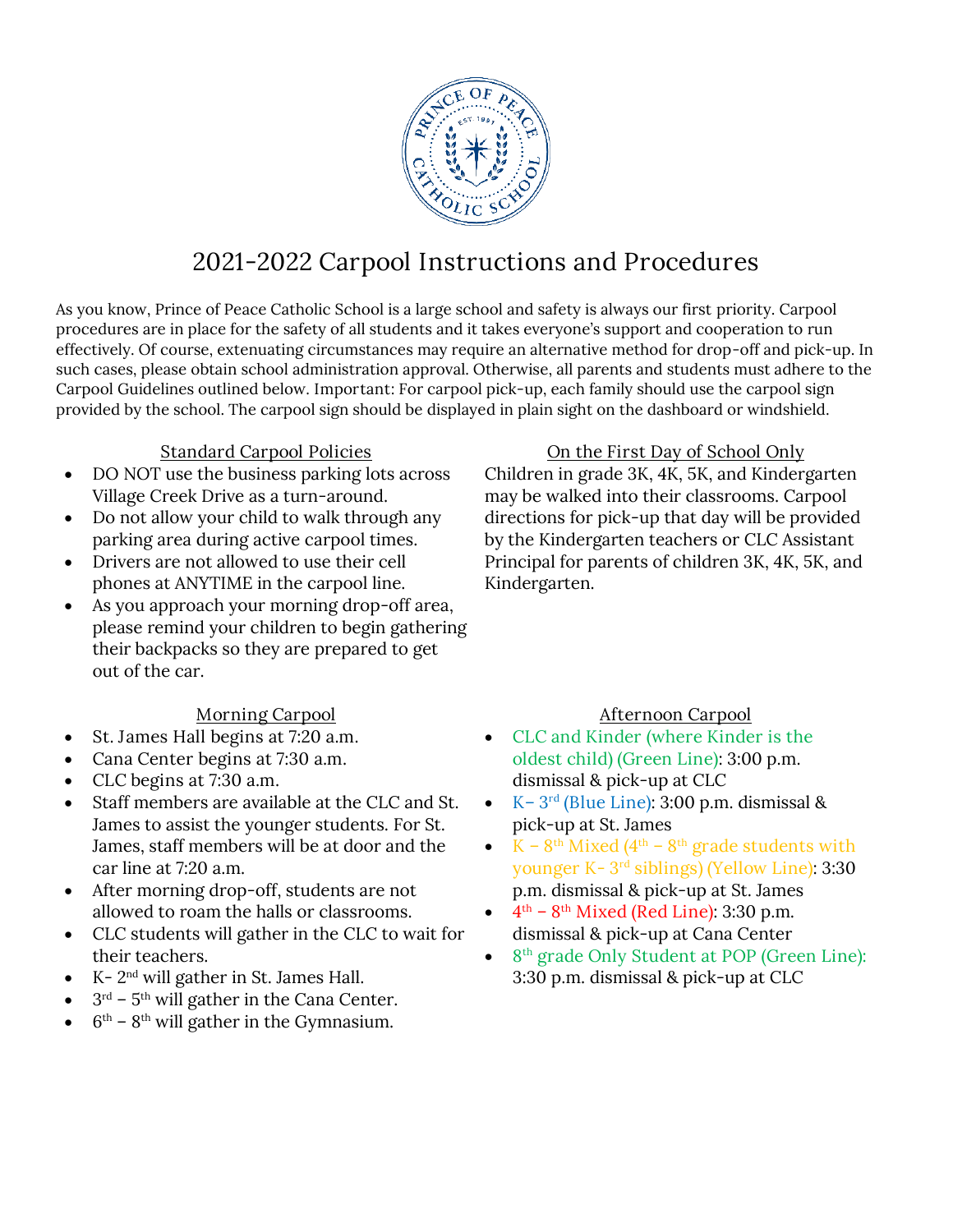# 2021-2022 Carpool Instructions and Procedures

As you know, Prince of Peace Catholic School is a large school and safety is always our first priority. Carpool procedures are in place for the safety of all students and it takes everyone's support and cooperation to run effectively. Of course, extenuating circumstances may require an alternative method for drop-off and pick-up. In such cases, please obtain school administration approval. Otherwise, all parents and students must adhere to the Carpool Guidelines outlined below. Important: For carpool pick-up, each family should use the carpool sign provided by the school. The carpool sign should be displayed in plain sight on the dashboard or windshield.

## Standard Carpool Policies

- DO NOT use the business parking lots across Village Creek Drive as a turn-around.
- Do not allow your child to walk through any parking area during active carpool times.
- Drivers are not allowed to use their cell phones at ANYTIME in the carpool line.
- As you approach your morning drop-off area, please remind your children to begin gathering their backpacks so they are prepared to get out of the car.

## On the First Day of School Only

Children in grade 3K, 4K, 5K, and Kindergarten may be walked into their classrooms. Carpool directions for pick-up that day will be provided by the Kindergarten teachers or CLC Assistant Principal for parents of children 3K, 4K, 5K, and Kindergarten.

## Morning Carpool

- St. James Hall begins at 7:20 a.m.
- Cana Center begins at 7:30 a.m.
- CLC begins at 7:30 a.m.
- Staff members are available at the CLC and St. James to assist the younger students. For St. James, staff members will be at door and the car line at 7:20 a.m.
- After morning drop-off, students are not allowed to roam the halls or classrooms.
- CLC students will gather in the CLC to wait for their teachers.
- K- 2nd will gather in St. James Hall.
- 3rd – 5th will gather in the Cana Center.
- 6th – 8th will gather in the Gymnasium.

## Afternoon Carpool

- CLC and Kinder (where Kinder is the oldest child) (Green Line): 3:00 p.m. dismissal & pick-up at CLC
- K– 3rd (Blue Line): 3:00 p.m. dismissal & pick-up at St. James
- K – 8th Mixed (4th – 8th grade students with younger K- 3rd siblings) (Yellow Line): 3:30 p.m. dismissal & pick-up at St. James
- 4th – 8th Mixed (Red Line): 3:30 p.m. dismissal & pick-up at Cana Center
- 8th grade Only Student at POP (Green Line): 3:30 p.m. dismissal & pick-up at CLC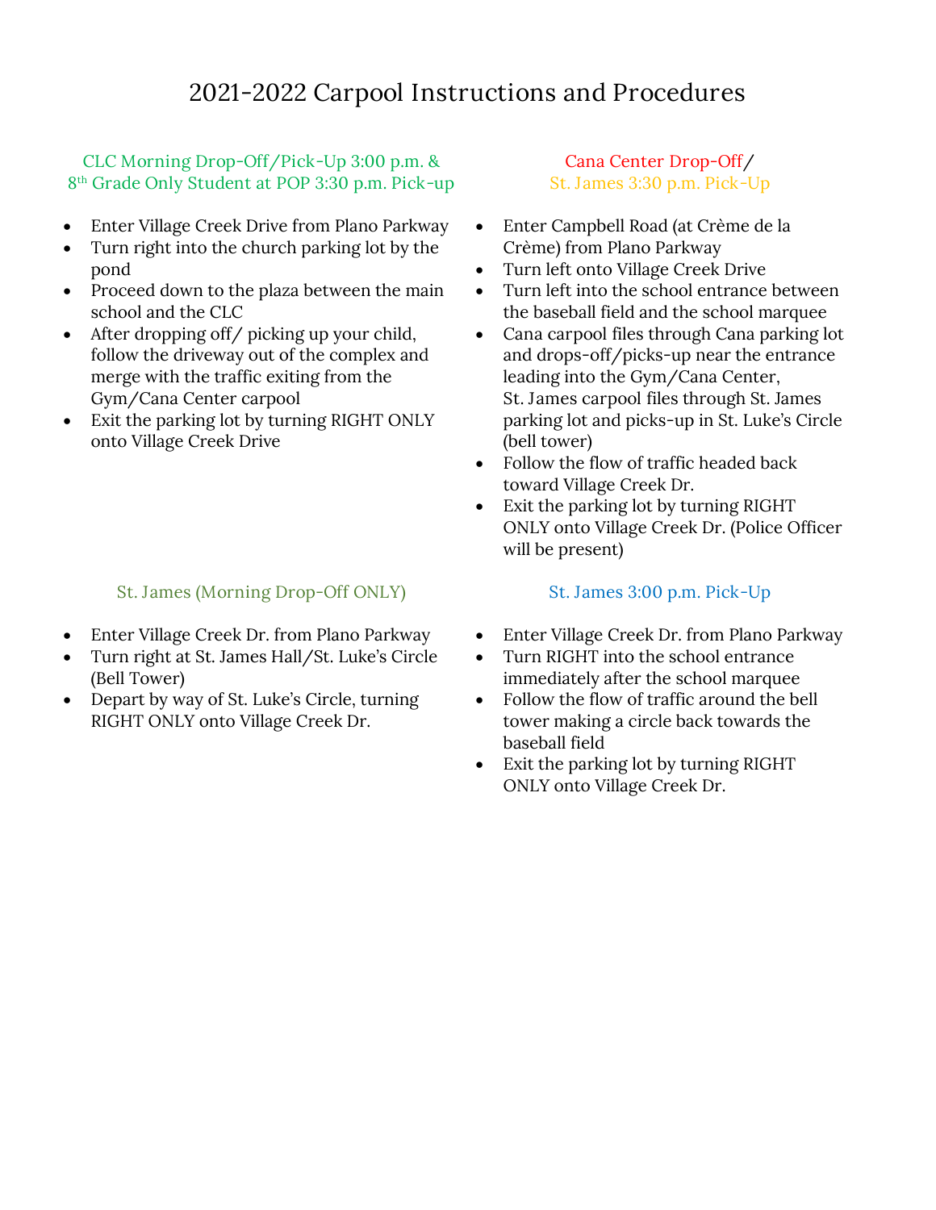# 2021-2022 Carpool Instructions and Procedures

### CLC Morning Drop-Off/Pick-Up 3:00 p.m. & 8th Grade Only Student at POP 3:30 p.m. Pick-up

- Enter Village Creek Drive from Plano Parkway
- Turn right into the church parking lot by the pond
- Proceed down to the plaza between the main school and the CLC
- After dropping off/ picking up your child, follow the driveway out of the complex and merge with the traffic exiting from the Gym/Cana Center carpool
- Exit the parking lot by turning RIGHT ONLY onto Village Creek Drive

### Cana Center Drop-Off/ St. James 3:30 p.m. Pick-Up

- Enter Campbell Road (at Crème de la Crème) from Plano Parkway
- Turn left onto Village Creek Drive
- Turn left into the school entrance between the baseball field and the school marquee
- Cana carpool files through Cana parking lot and drops-off/picks-up near the entrance leading into the Gym/Cana Center, St. James carpool files through St. James parking lot and picks-up in St. Luke's Circle (bell tower)
- Follow the flow of traffic headed back toward Village Creek Dr.
- Exit the parking lot by turning RIGHT ONLY onto Village Creek Dr. (Police Officer will be present)

### St. James (Morning Drop-Off ONLY)

- Enter Village Creek Dr. from Plano Parkway
- Turn right at St. James Hall/St. Luke's Circle (Bell Tower)
- Depart by way of St. Luke's Circle, turning RIGHT ONLY onto Village Creek Dr.

### St. James 3:00 p.m. Pick-Up

- Enter Village Creek Dr. from Plano Parkway
- Turn RIGHT into the school entrance immediately after the school marquee
- Follow the flow of traffic around the bell tower making a circle back towards the baseball field
- Exit the parking lot by turning RIGHT ONLY onto Village Creek Dr.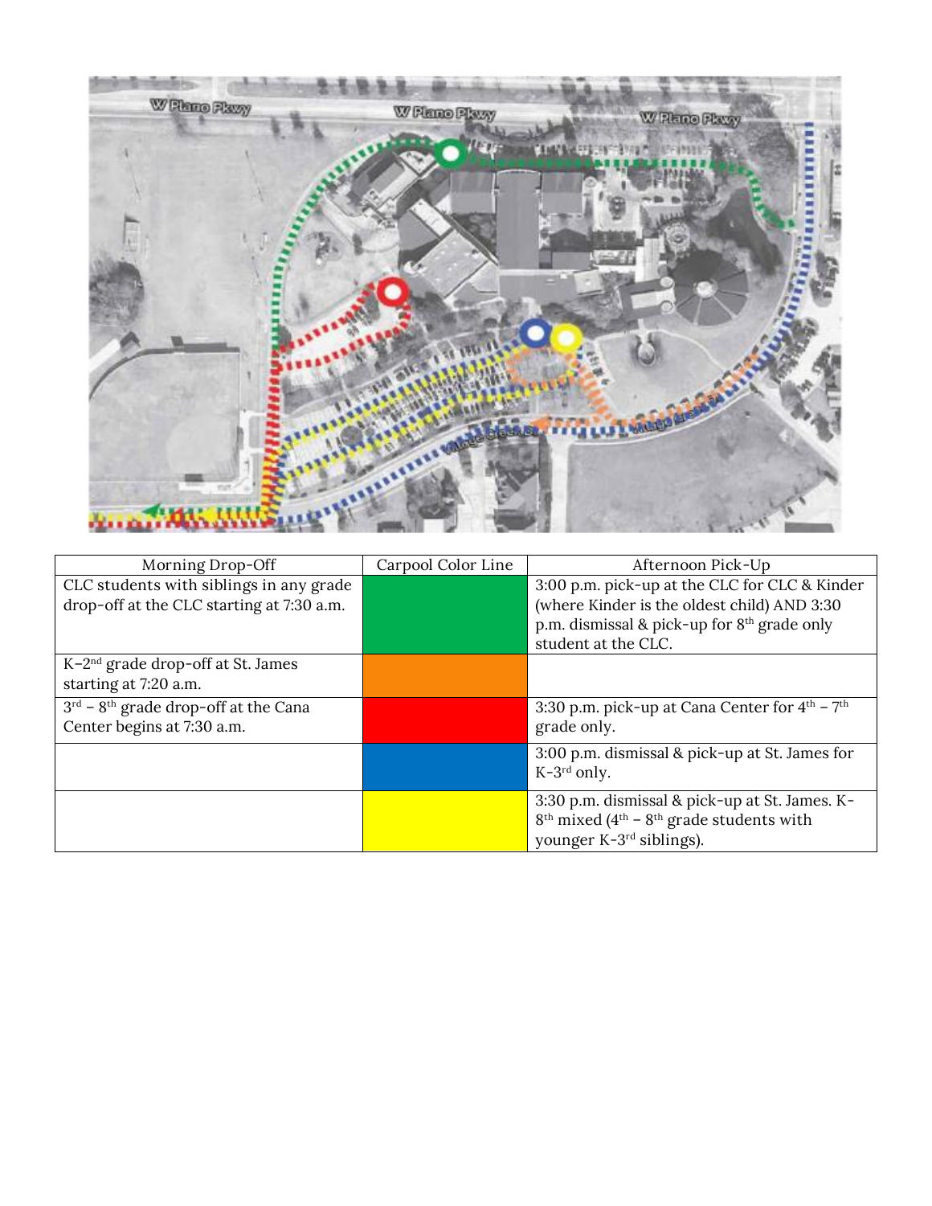W Plano Pkwy

W Plano Pkwy

W Plano Pkwy

| Morning Drop-Off | Carpool Color Line | Afternoon Pick-Up |
|---|---|---|
| CLC students with siblings in any grade drop-off at the CLC starting at 7:30 a.m. | Green | 3:00 p.m. pick-up at the CLC for CLC & Kinder (where Kinder is the oldest child) AND 3:30 p.m. dismissal & pick-up for 8th grade only student at the CLC. |
| K–2nd grade drop-off at St. James starting at 7:20 a.m. | Orange | |
| 3rd – 8th grade drop-off at the Cana Center begins at 7:30 a.m. | Red | 3:30 p.m. pick-up at Cana Center for 4th – 7th grade only. |
| | Blue | 3:00 p.m. dismissal & pick-up at St. James for K-3rd only. |
| | Yellow | 3:30 p.m. dismissal & pick-up at St. James. K-8th mixed (4th – 8th grade students with younger K-3rd siblings). |